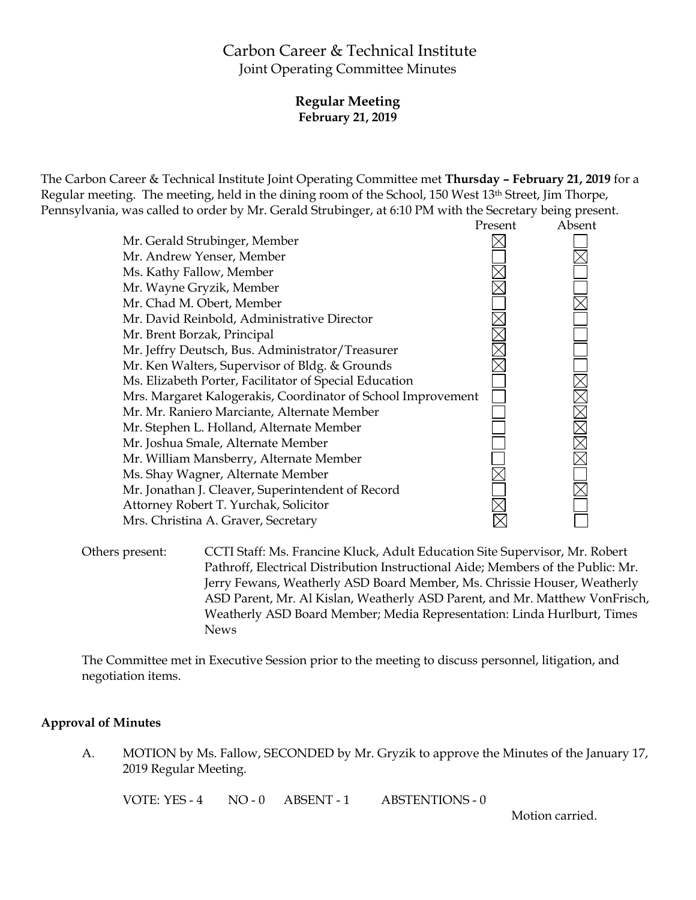# Carbon Career & Technical Institute

Joint Operating Committee Minutes

**Regular Meeting**
**February 21, 2019**

The Carbon Career & Technical Institute Joint Operating Committee met **Thursday – February 21, 2019** for a Regular meeting. The meeting, held in the dining room of the School, 150 West 13th Street, Jim Thorpe, Pennsylvania, was called to order by Mr. Gerald Strubinger, at 6:10 PM with the Secretary being present.

| | Present | Absent |
|---|---|---|
| Mr. Gerald Strubinger, Member | ☒ | ☐ |
| Mr. Andrew Yenser, Member | ☐ | ☒ |
| Ms. Kathy Fallow, Member | ☒ | ☐ |
| Mr. Wayne Gryzik, Member | ☒ | ☐ |
| Mr. Chad M. Obert, Member | ☐ | ☒ |
| Mr. David Reinbold, Administrative Director | ☒ | ☐ |
| Mr. Brent Borzak, Principal | ☒ | ☐ |
| Mr. Jeffry Deutsch, Bus. Administrator/Treasurer | ☒ | ☐ |
| Mr. Ken Walters, Supervisor of Bldg. & Grounds | ☒ | ☐ |
| Ms. Elizabeth Porter, Facilitator of Special Education | ☐ | ☒ |
| Mrs. Margaret Kalogerakis, Coordinator of School Improvement | ☐ | ☒ |
| Mr. Mr. Raniero Marciante, Alternate Member | ☐ | ☒ |
| Mr. Stephen L. Holland, Alternate Member | ☐ | ☒ |
| Mr. Joshua Smale, Alternate Member | ☐ | ☒ |
| Mr. William Mansberry, Alternate Member | ☐ | ☒ |
| Ms. Shay Wagner, Alternate Member | ☒ | ☐ |
| Mr. Jonathan J. Cleaver, Superintendent of Record | ☐ | ☒ |
| Attorney Robert T. Yurchak, Solicitor | ☒ | ☐ |
| Mrs. Christina A. Graver, Secretary | ☒ | ☐ |

Others present: CCTI Staff: Ms. Francine Kluck, Adult Education Site Supervisor, Mr. Robert Pathroff, Electrical Distribution Instructional Aide; Members of the Public: Mr. Jerry Fewans, Weatherly ASD Board Member, Ms. Chrissie Houser, Weatherly ASD Parent, Mr. Al Kislan, Weatherly ASD Parent, and Mr. Matthew VonFrisch, Weatherly ASD Board Member; Media Representation: Linda Hurlburt, Times News

The Committee met in Executive Session prior to the meeting to discuss personnel, litigation, and negotiation items.

**Approval of Minutes**

A. MOTION by Ms. Fallow, SECONDED by Mr. Gryzik to approve the Minutes of the January 17, 2019 Regular Meeting.

VOTE: YES - 4 NO - 0 ABSENT - 1 ABSTENTIONS - 0

Motion carried.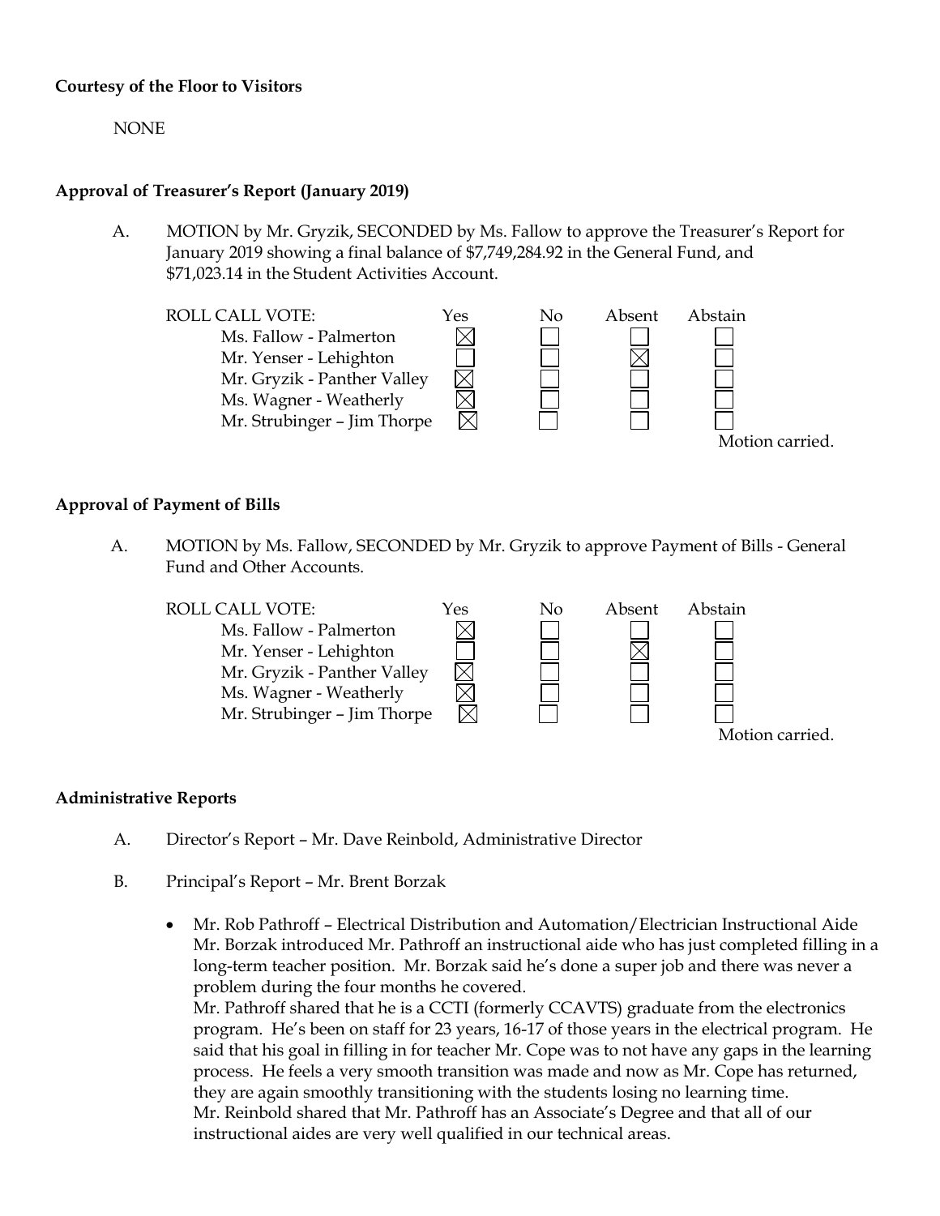**Courtesy of the Floor to Visitors**

NONE

**Approval of Treasurer's Report (January 2019)**

A. MOTION by Mr. Gryzik, SECONDED by Ms. Fallow to approve the Treasurer's Report for January 2019 showing a final balance of $7,749,284.92 in the General Fund, and $71,023.14 in the Student Activities Account.

| ROLL CALL VOTE: | Yes | No | Absent | Abstain |
|---|---|---|---|---|
| Ms. Fallow - Palmerton | ☒ | ☐ | ☐ | ☐ |
| Mr. Yenser - Lehighton | ☐ | ☐ | ☒ | ☐ |
| Mr. Gryzik - Panther Valley | ☒ | ☐ | ☐ | ☐ |
| Ms. Wagner - Weatherly | ☒ | ☐ | ☐ | ☐ |
| Mr. Strubinger – Jim Thorpe | ☒ | ☐ | ☐ | ☐ |

Motion carried.

**Approval of Payment of Bills**

A. MOTION by Ms. Fallow, SECONDED by Mr. Gryzik to approve Payment of Bills - General Fund and Other Accounts.

| ROLL CALL VOTE: | Yes | No | Absent | Abstain |
|---|---|---|---|---|
| Ms. Fallow - Palmerton | ☒ | ☐ | ☐ | ☐ |
| Mr. Yenser - Lehighton | ☐ | ☐ | ☒ | ☐ |
| Mr. Gryzik - Panther Valley | ☒ | ☐ | ☐ | ☐ |
| Ms. Wagner - Weatherly | ☒ | ☐ | ☐ | ☐ |
| Mr. Strubinger – Jim Thorpe | ☒ | ☐ | ☐ | ☐ |

Motion carried.

**Administrative Reports**

A. Director's Report – Mr. Dave Reinbold, Administrative Director

B. Principal's Report – Mr. Brent Borzak

- Mr. Rob Pathroff – Electrical Distribution and Automation/Electrician Instructional Aide
  Mr. Borzak introduced Mr. Pathroff an instructional aide who has just completed filling in a long-term teacher position. Mr. Borzak said he's done a super job and there was never a problem during the four months he covered.
  Mr. Pathroff shared that he is a CCTI (formerly CCAVTS) graduate from the electronics program. He's been on staff for 23 years, 16-17 of those years in the electrical program. He said that his goal in filling in for teacher Mr. Cope was to not have any gaps in the learning process. He feels a very smooth transition was made and now as Mr. Cope has returned, they are again smoothly transitioning with the students losing no learning time.
  Mr. Reinbold shared that Mr. Pathroff has an Associate's Degree and that all of our instructional aides are very well qualified in our technical areas.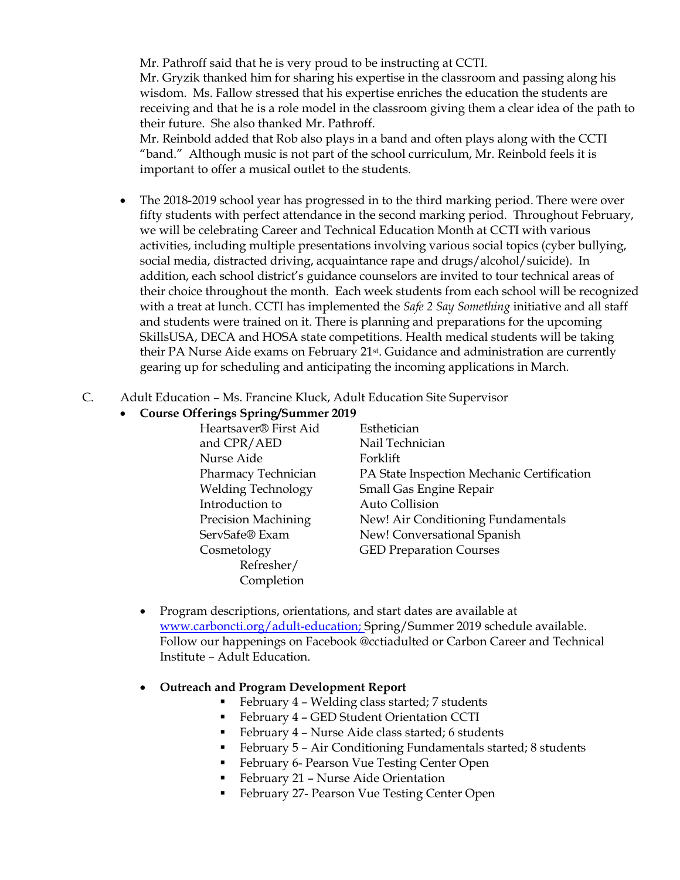Mr. Pathroff said that he is very proud to be instructing at CCTI.
Mr. Gryzik thanked him for sharing his expertise in the classroom and passing along his wisdom. Ms. Fallow stressed that his expertise enriches the education the students are receiving and that he is a role model in the classroom giving them a clear idea of the path to their future. She also thanked Mr. Pathroff.
Mr. Reinbold added that Rob also plays in a band and often plays along with the CCTI "band." Although music is not part of the school curriculum, Mr. Reinbold feels it is important to offer a musical outlet to the students.

- The 2018-2019 school year has progressed in to the third marking period. There were over fifty students with perfect attendance in the second marking period. Throughout February, we will be celebrating Career and Technical Education Month at CCTI with various activities, including multiple presentations involving various social topics (cyber bullying, social media, distracted driving, acquaintance rape and drugs/alcohol/suicide). In addition, each school district's guidance counselors are invited to tour technical areas of their choice throughout the month. Each week students from each school will be recognized with a treat at lunch. CCTI has implemented the *Safe 2 Say Something* initiative and all staff and students were trained on it. There is planning and preparations for the upcoming SkillsUSA, DECA and HOSA state competitions. Health medical students will be taking their PA Nurse Aide exams on February 21st. Guidance and administration are currently gearing up for scheduling and anticipating the incoming applications in March.

C. Adult Education – Ms. Francine Kluck, Adult Education Site Supervisor

- **Course Offerings Spring/Summer 2019**
  - Heartsaver® First Aid and CPR/AED
  - Nurse Aide
  - Pharmacy Technician
  - Welding Technology
  - Introduction to Precision Machining
  - ServSafe® Exam
  - Cosmetology Refresher/Completion
  - Esthetician
  - Nail Technician
  - Forklift
  - PA State Inspection Mechanic Certification
  - Small Gas Engine Repair
  - Auto Collision
  - New! Air Conditioning Fundamentals
  - New! Conversational Spanish
  - GED Preparation Courses

- Program descriptions, orientations, and start dates are available at www.carboncti.org/adult-education; Spring/Summer 2019 schedule available. Follow our happenings on Facebook @cctiadulted or Carbon Career and Technical Institute – Adult Education.

- **Outreach and Program Development Report**
  - February 4 – Welding class started; 7 students
  - February 4 – GED Student Orientation CCTI
  - February 4 – Nurse Aide class started; 6 students
  - February 5 – Air Conditioning Fundamentals started; 8 students
  - February 6- Pearson Vue Testing Center Open
  - February 21 – Nurse Aide Orientation
  - February 27- Pearson Vue Testing Center Open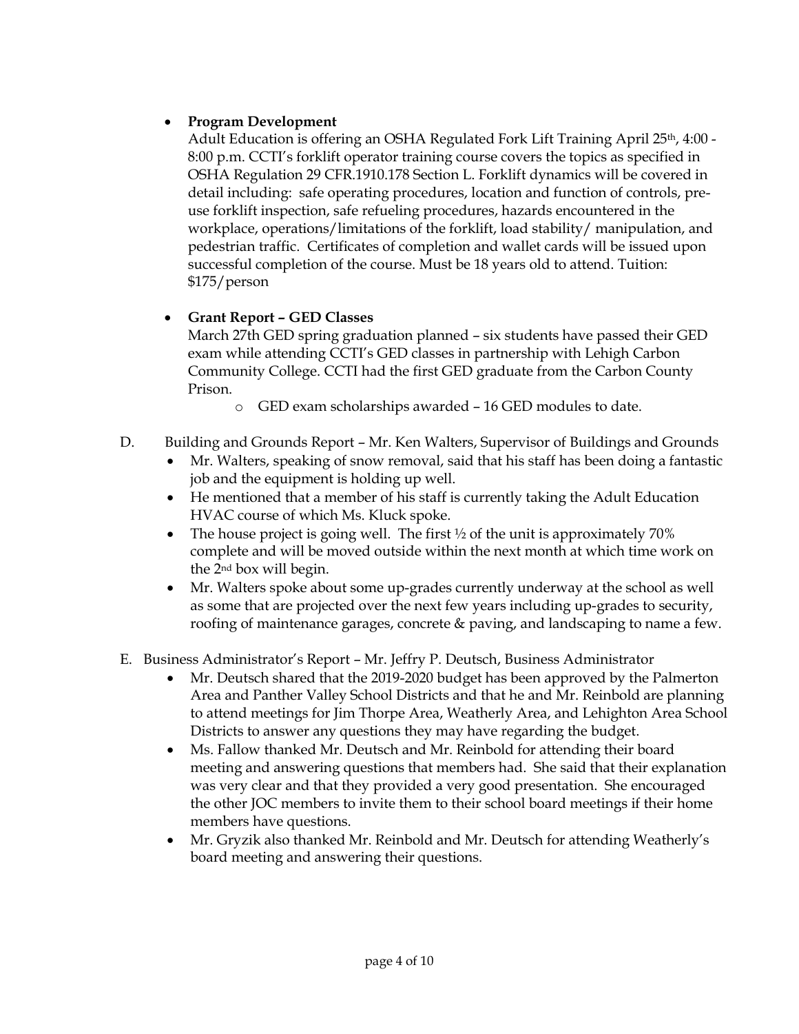- **Program Development**

  Adult Education is offering an OSHA Regulated Fork Lift Training April 25th, 4:00 - 8:00 p.m. CCTI's forklift operator training course covers the topics as specified in OSHA Regulation 29 CFR.1910.178 Section L. Forklift dynamics will be covered in detail including: safe operating procedures, location and function of controls, pre-use forklift inspection, safe refueling procedures, hazards encountered in the workplace, operations/limitations of the forklift, load stability/ manipulation, and pedestrian traffic. Certificates of completion and wallet cards will be issued upon successful completion of the course. Must be 18 years old to attend. Tuition: $175/person

- **Grant Report – GED Classes**

  March 27th GED spring graduation planned – six students have passed their GED exam while attending CCTI's GED classes in partnership with Lehigh Carbon Community College. CCTI had the first GED graduate from the Carbon County Prison.
    - GED exam scholarships awarded – 16 GED modules to date.

D. Building and Grounds Report – Mr. Ken Walters, Supervisor of Buildings and Grounds

- Mr. Walters, speaking of snow removal, said that his staff has been doing a fantastic job and the equipment is holding up well.
- He mentioned that a member of his staff is currently taking the Adult Education HVAC course of which Ms. Kluck spoke.
- The house project is going well. The first ½ of the unit is approximately 70% complete and will be moved outside within the next month at which time work on the 2nd box will begin.
- Mr. Walters spoke about some up-grades currently underway at the school as well as some that are projected over the next few years including up-grades to security, roofing of maintenance garages, concrete & paving, and landscaping to name a few.

E. Business Administrator's Report – Mr. Jeffry P. Deutsch, Business Administrator

- Mr. Deutsch shared that the 2019-2020 budget has been approved by the Palmerton Area and Panther Valley School Districts and that he and Mr. Reinbold are planning to attend meetings for Jim Thorpe Area, Weatherly Area, and Lehighton Area School Districts to answer any questions they may have regarding the budget.
- Ms. Fallow thanked Mr. Deutsch and Mr. Reinbold for attending their board meeting and answering questions that members had. She said that their explanation was very clear and that they provided a very good presentation. She encouraged the other JOC members to invite them to their school board meetings if their home members have questions.
- Mr. Gryzik also thanked Mr. Reinbold and Mr. Deutsch for attending Weatherly's board meeting and answering their questions.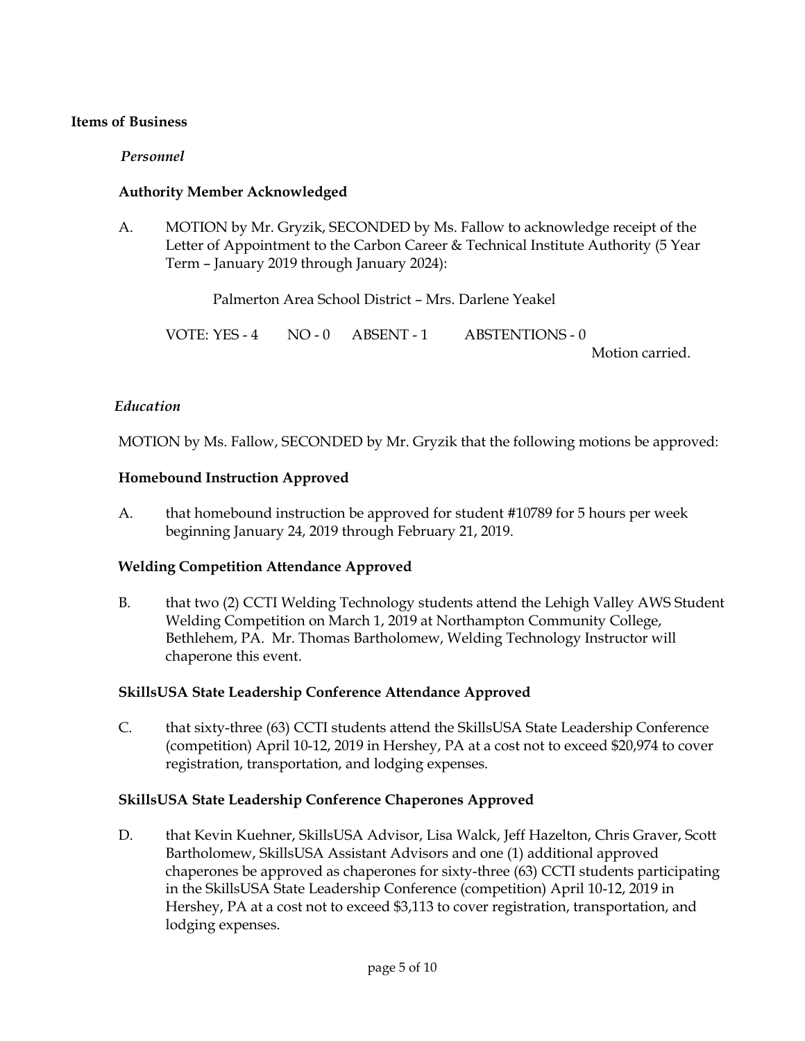**Items of Business**

*Personnel*

**Authority Member Acknowledged**

A. MOTION by Mr. Gryzik, SECONDED by Ms. Fallow to acknowledge receipt of the Letter of Appointment to the Carbon Career & Technical Institute Authority (5 Year Term – January 2019 through January 2024):

Palmerton Area School District – Mrs. Darlene Yeakel

VOTE: YES - 4 NO - 0 ABSENT - 1 ABSTENTIONS - 0

Motion carried.

*Education*

MOTION by Ms. Fallow, SECONDED by Mr. Gryzik that the following motions be approved:

**Homebound Instruction Approved**

A. that homebound instruction be approved for student #10789 for 5 hours per week beginning January 24, 2019 through February 21, 2019.

**Welding Competition Attendance Approved**

B. that two (2) CCTI Welding Technology students attend the Lehigh Valley AWS Student Welding Competition on March 1, 2019 at Northampton Community College, Bethlehem, PA. Mr. Thomas Bartholomew, Welding Technology Instructor will chaperone this event.

**SkillsUSA State Leadership Conference Attendance Approved**

C. that sixty-three (63) CCTI students attend the SkillsUSA State Leadership Conference (competition) April 10-12, 2019 in Hershey, PA at a cost not to exceed $20,974 to cover registration, transportation, and lodging expenses.

**SkillsUSA State Leadership Conference Chaperones Approved**

D. that Kevin Kuehner, SkillsUSA Advisor, Lisa Walck, Jeff Hazelton, Chris Graver, Scott Bartholomew, SkillsUSA Assistant Advisors and one (1) additional approved chaperones be approved as chaperones for sixty-three (63) CCTI students participating in the SkillsUSA State Leadership Conference (competition) April 10-12, 2019 in Hershey, PA at a cost not to exceed $3,113 to cover registration, transportation, and lodging expenses.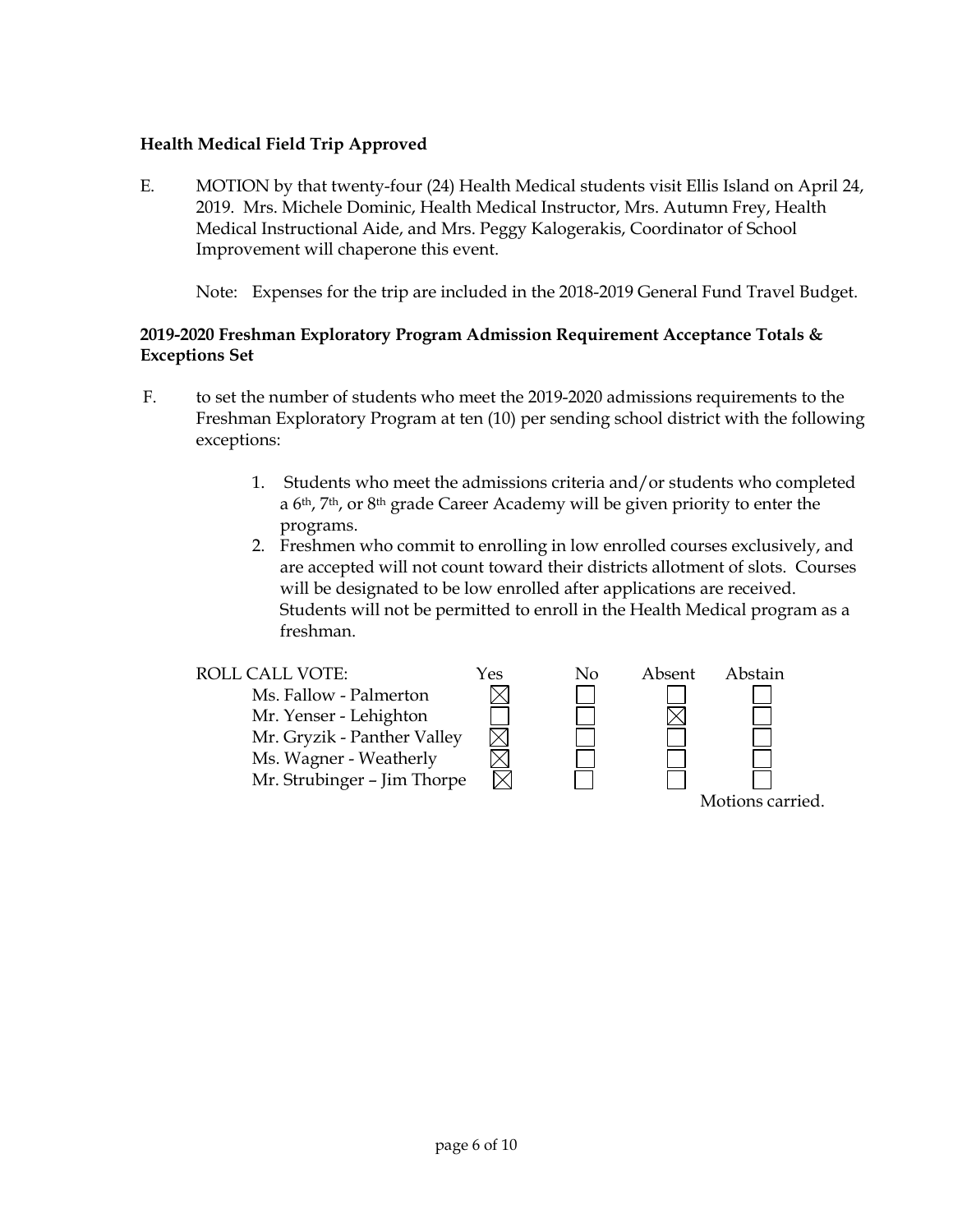**Health Medical Field Trip Approved**

E. MOTION by that twenty-four (24) Health Medical students visit Ellis Island on April 24, 2019. Mrs. Michele Dominic, Health Medical Instructor, Mrs. Autumn Frey, Health Medical Instructional Aide, and Mrs. Peggy Kalogerakis, Coordinator of School Improvement will chaperone this event.

Note: Expenses for the trip are included in the 2018-2019 General Fund Travel Budget.

**2019-2020 Freshman Exploratory Program Admission Requirement Acceptance Totals & Exceptions Set**

F. to set the number of students who meet the 2019-2020 admissions requirements to the Freshman Exploratory Program at ten (10) per sending school district with the following exceptions:

1. Students who meet the admissions criteria and/or students who completed a 6th, 7th, or 8th grade Career Academy will be given priority to enter the programs.
2. Freshmen who commit to enrolling in low enrolled courses exclusively, and are accepted will not count toward their districts allotment of slots. Courses will be designated to be low enrolled after applications are received. Students will not be permitted to enroll in the Health Medical program as a freshman.

| ROLL CALL VOTE: | Yes | No | Absent | Abstain |
|---|---|---|---|---|
| Ms. Fallow - Palmerton | ☒ | ☐ | ☐ | ☐ |
| Mr. Yenser - Lehighton | ☐ | ☐ | ☒ | ☐ |
| Mr. Gryzik - Panther Valley | ☒ | ☐ | ☐ | ☐ |
| Ms. Wagner - Weatherly | ☒ | ☐ | ☐ | ☐ |
| Mr. Strubinger – Jim Thorpe | ☒ | ☐ | ☐ | ☐ |

Motions carried.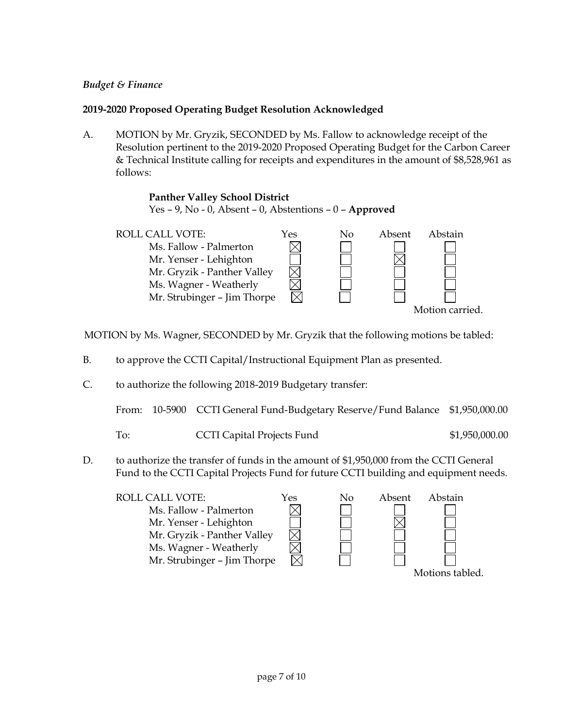*Budget & Finance*

**2019-2020 Proposed Operating Budget Resolution Acknowledged**

A. MOTION by Mr. Gryzik, SECONDED by Ms. Fallow to acknowledge receipt of the Resolution pertinent to the 2019-2020 Proposed Operating Budget for the Carbon Career & Technical Institute calling for receipts and expenditures in the amount of $8,528,961 as follows:

**Panther Valley School District**
Yes – 9, No - 0, Absent – 0, Abstentions – 0 – **Approved**

| ROLL CALL VOTE: | Yes | No | Absent | Abstain |
|---|---|---|---|---|
| Ms. Fallow - Palmerton | ☒ | ☐ | ☐ | ☐ |
| Mr. Yenser - Lehighton | ☐ | ☐ | ☒ | ☐ |
| Mr. Gryzik - Panther Valley | ☒ | ☐ | ☐ | ☐ |
| Ms. Wagner - Weatherly | ☒ | ☐ | ☐ | ☐ |
| Mr. Strubinger – Jim Thorpe | ☒ | ☐ | ☐ | ☐ |

Motion carried.

MOTION by Ms. Wagner, SECONDED by Mr. Gryzik that the following motions be tabled:

B. to approve the CCTI Capital/Instructional Equipment Plan as presented.

C. to authorize the following 2018-2019 Budgetary transfer:

| | | | |
|---|---|---|---|
| From: | 10-5900 | CCTI General Fund-Budgetary Reserve/Fund Balance | $1,950,000.00 |
| To: | | CCTI Capital Projects Fund | $1,950,000.00 |

D. to authorize the transfer of funds in the amount of $1,950,000 from the CCTI General Fund to the CCTI Capital Projects Fund for future CCTI building and equipment needs.

| ROLL CALL VOTE: | Yes | No | Absent | Abstain |
|---|---|---|---|---|
| Ms. Fallow - Palmerton | ☒ | ☐ | ☐ | ☐ |
| Mr. Yenser - Lehighton | ☐ | ☐ | ☒ | ☐ |
| Mr. Gryzik - Panther Valley | ☒ | ☐ | ☐ | ☐ |
| Ms. Wagner - Weatherly | ☒ | ☐ | ☐ | ☐ |
| Mr. Strubinger – Jim Thorpe | ☒ | ☐ | ☐ | ☐ |

Motions tabled.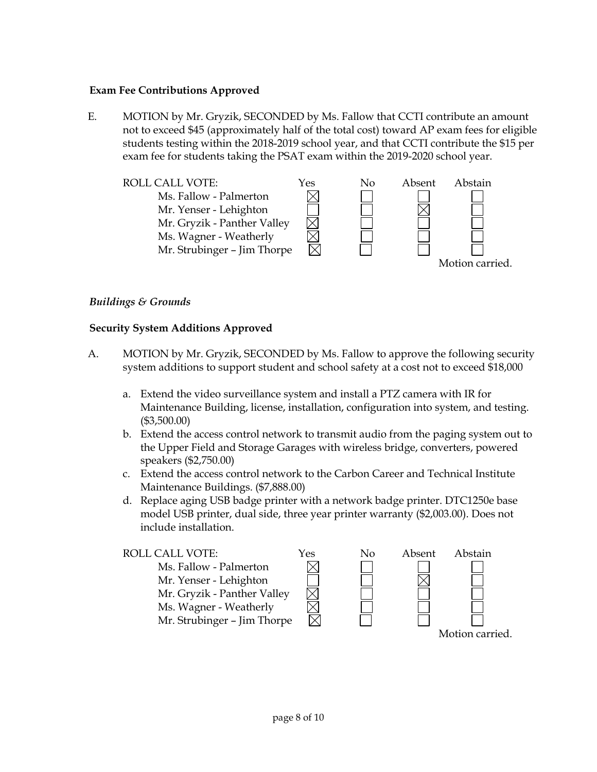**Exam Fee Contributions Approved**

E. MOTION by Mr. Gryzik, SECONDED by Ms. Fallow that CCTI contribute an amount not to exceed $45 (approximately half of the total cost) toward AP exam fees for eligible students testing within the 2018-2019 school year, and that CCTI contribute the $15 per exam fee for students taking the PSAT exam within the 2019-2020 school year.

| ROLL CALL VOTE: | Yes | No | Absent | Abstain |
|---|---|---|---|---|
| Ms. Fallow - Palmerton | ☒ | ☐ | ☐ | ☐ |
| Mr. Yenser - Lehighton | ☐ | ☐ | ☒ | ☐ |
| Mr. Gryzik - Panther Valley | ☒ | ☐ | ☐ | ☐ |
| Ms. Wagner - Weatherly | ☒ | ☐ | ☐ | ☐ |
| Mr. Strubinger – Jim Thorpe | ☒ | ☐ | ☐ | ☐ |

Motion carried.

*Buildings & Grounds*

**Security System Additions Approved**

A. MOTION by Mr. Gryzik, SECONDED by Ms. Fallow to approve the following security system additions to support student and school safety at a cost not to exceed $18,000

a. Extend the video surveillance system and install a PTZ camera with IR for Maintenance Building, license, installation, configuration into system, and testing. ($3,500.00)
b. Extend the access control network to transmit audio from the paging system out to the Upper Field and Storage Garages with wireless bridge, converters, powered speakers ($2,750.00)
c. Extend the access control network to the Carbon Career and Technical Institute Maintenance Buildings. ($7,888.00)
d. Replace aging USB badge printer with a network badge printer. DTC1250e base model USB printer, dual side, three year printer warranty ($2,003.00). Does not include installation.

| ROLL CALL VOTE: | Yes | No | Absent | Abstain |
|---|---|---|---|---|
| Ms. Fallow - Palmerton | ☒ | ☐ | ☐ | ☐ |
| Mr. Yenser - Lehighton | ☐ | ☐ | ☒ | ☐ |
| Mr. Gryzik - Panther Valley | ☒ | ☐ | ☐ | ☐ |
| Ms. Wagner - Weatherly | ☒ | ☐ | ☐ | ☐ |
| Mr. Strubinger – Jim Thorpe | ☒ | ☐ | ☐ | ☐ |

Motion carried.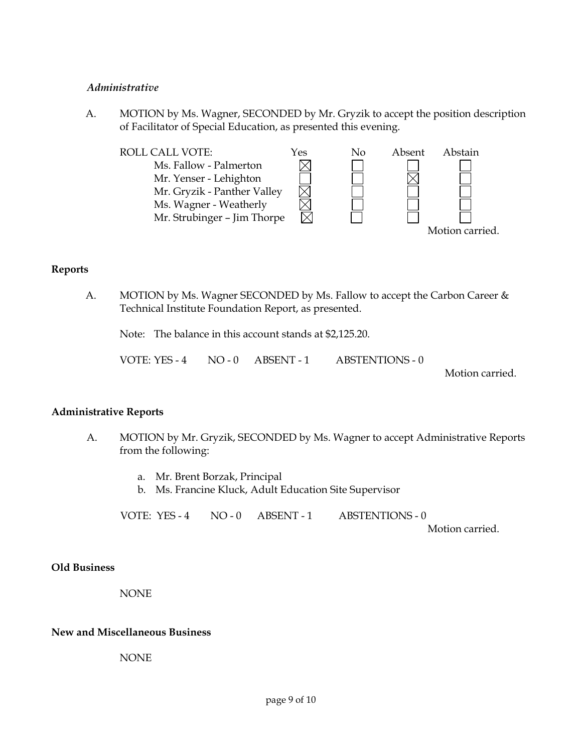*Administrative*

A. MOTION by Ms. Wagner, SECONDED by Mr. Gryzik to accept the position description of Facilitator of Special Education, as presented this evening.

| ROLL CALL VOTE: | Yes | No | Absent | Abstain |
|---|---|---|---|---|
| Ms. Fallow - Palmerton | ☒ | ☐ | ☐ | ☐ |
| Mr. Yenser - Lehighton | ☐ | ☐ | ☒ | ☐ |
| Mr. Gryzik - Panther Valley | ☒ | ☐ | ☐ | ☐ |
| Ms. Wagner - Weatherly | ☒ | ☐ | ☐ | ☐ |
| Mr. Strubinger – Jim Thorpe | ☒ | ☐ | ☐ | ☐ |

Motion carried.

**Reports**

A. MOTION by Ms. Wagner SECONDED by Ms. Fallow to accept the Carbon Career & Technical Institute Foundation Report, as presented.

Note: The balance in this account stands at $2,125.20.

VOTE: YES - 4 NO - 0 ABSENT - 1 ABSTENTIONS - 0

Motion carried.

**Administrative Reports**

A. MOTION by Mr. Gryzik, SECONDED by Ms. Wagner to accept Administrative Reports from the following:

a. Mr. Brent Borzak, Principal
b. Ms. Francine Kluck, Adult Education Site Supervisor

VOTE: YES - 4 NO - 0 ABSENT - 1 ABSTENTIONS - 0

Motion carried.

**Old Business**

NONE

**New and Miscellaneous Business**

NONE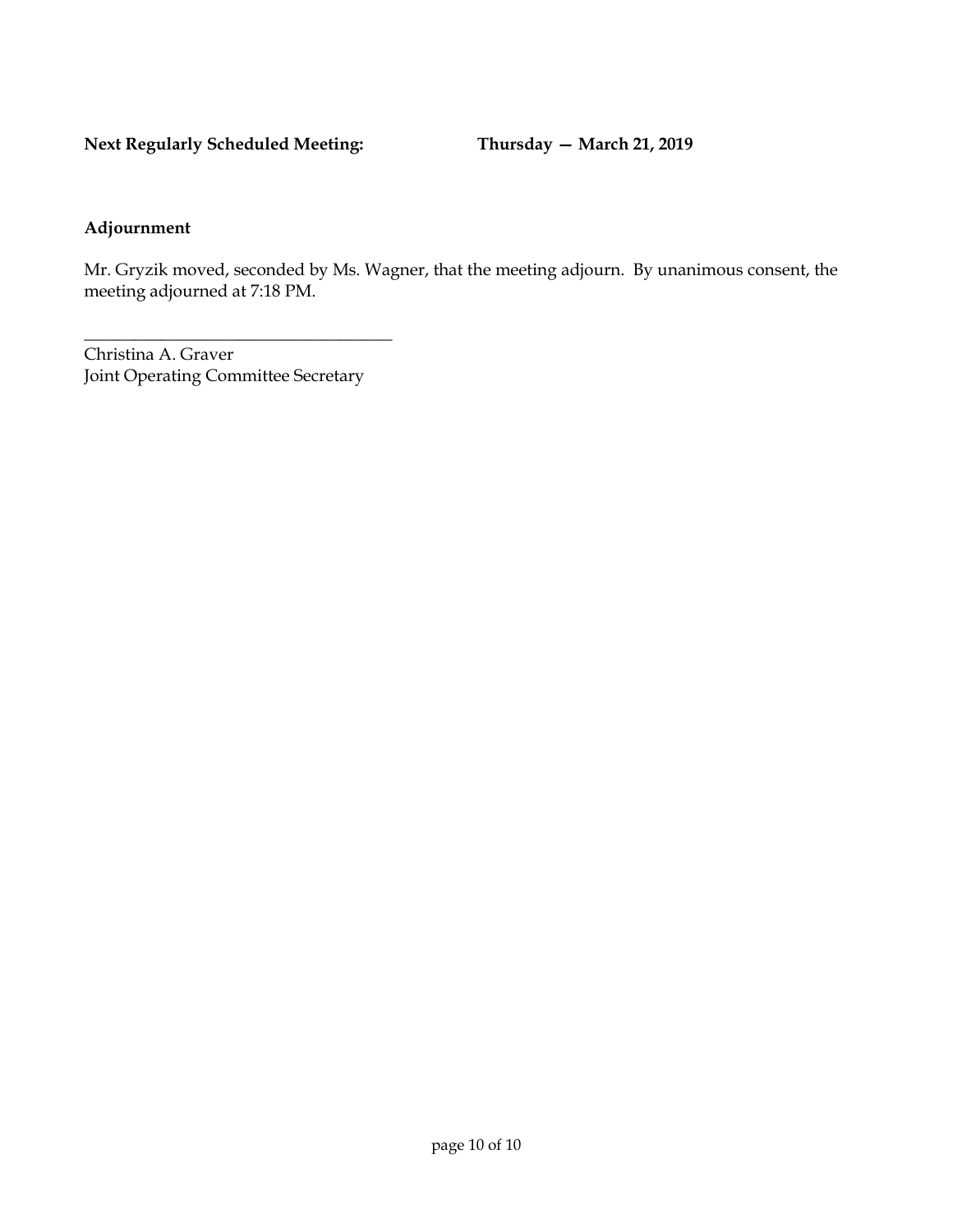**Next Regularly Scheduled Meeting:** **Thursday — March 21, 2019**

**Adjournment**

Mr. Gryzik moved, seconded by Ms. Wagner, that the meeting adjourn. By unanimous consent, the meeting adjourned at 7:18 PM.

_____________________________________

Christina A. Graver
Joint Operating Committee Secretary